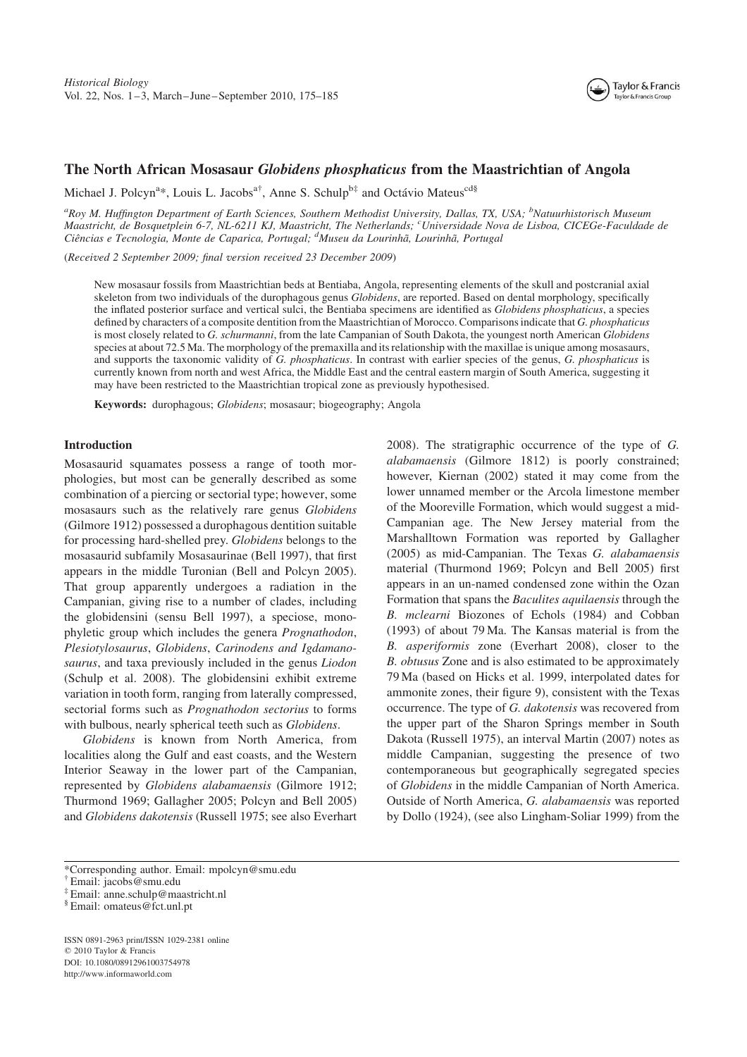# The North African Mosasaur *Globidens phosphaticus* from the Maastrichtian of Angola

Michael J. Polcyn[a]*, Louis L. Jacobs[a†], Anne S. Schulp[b‡] and Octávio Mateus[cd§]

[a]*Roy M. Huffington Department of Earth Sciences, Southern Methodist University, Dallas, TX, USA;* [b]*Natuurhistorisch Museum Maastricht, de Bosquetplein 6-7, NL-6211 KJ, Maastricht, The Netherlands;* [c]*Universidade Nova de Lisboa, CICEGe-Faculdade de Ciências e Tecnologia, Monte de Caparica, Portugal;* [d]*Museu da Lourinhã, Lourinhã, Portugal*

(*Received 2 September 2009; final version received 23 December 2009*)

New mosasaur fossils from Maastrichtian beds at Bentiaba, Angola, representing elements of the skull and postcranial axial skeleton from two individuals of the durophagous genus *Globidens*, are reported. Based on dental morphology, specifically the inflated posterior surface and vertical sulci, the Bentiaba specimens are identified as *Globidens phosphaticus*, a species defined by characters of a composite dentition from the Maastrichtian of Morocco. Comparisons indicate that *G. phosphaticus* is most closely related to *G. schurmanni*, from the late Campanian of South Dakota, the youngest north American *Globidens* species at about 72.5 Ma. The morphology of the premaxilla and its relationship with the maxillae is unique among mosasaurs, and supports the taxonomic validity of *G. phosphaticus*. In contrast with earlier species of the genus, *G. phosphaticus* is currently known from north and west Africa, the Middle East and the central eastern margin of South America, suggesting it may have been restricted to the Maastrichtian tropical zone as previously hypothesised.

**Keywords:** durophagous; *Globidens*; mosasaur; biogeography; Angola

## Introduction

Mosasaurid squamates possess a range of tooth morphologies, but most can be generally described as some combination of a piercing or sectorial type; however, some mosasaurs such as the relatively rare genus *Globidens* (Gilmore 1912) possessed a durophagous dentition suitable for processing hard-shelled prey. *Globidens* belongs to the mosasaurid subfamily Mosasaurinae (Bell 1997), that first appears in the middle Turonian (Bell and Polcyn 2005). That group apparently undergoes a radiation in the Campanian, giving rise to a number of clades, including the globidensini (sensu Bell 1997), a speciose, monophyletic group which includes the genera *Prognathodon*, *Plesiotylosaurus*, *Globidens*, *Carinodens and Igdamanosaurus*, and taxa previously included in the genus *Liodon* (Schulp et al. 2008). The globidensini exhibit extreme variation in tooth form, ranging from laterally compressed, sectorial forms such as *Prognathodon sectorius* to forms with bulbous, nearly spherical teeth such as *Globidens*.

*Globidens* is known from North America, from localities along the Gulf and east coasts, and the Western Interior Seaway in the lower part of the Campanian, represented by *Globidens alabamaensis* (Gilmore 1912; Thurmond 1969; Gallagher 2005; Polcyn and Bell 2005) and *Globidens dakotensis* (Russell 1975; see also Everhart 2008). The stratigraphic occurrence of the type of *G. alabamaensis* (Gilmore 1812) is poorly constrained; however, Kiernan (2002) stated it may come from the lower unnamed member or the Arcola limestone member of the Mooreville Formation, which would suggest a mid-Campanian age. The New Jersey material from the Marshalltown Formation was reported by Gallagher (2005) as mid-Campanian. The Texas *G. alabamaensis* material (Thurmond 1969; Polcyn and Bell 2005) first appears in an un-named condensed zone within the Ozan Formation that spans the *Baculites aquilaensis* through the *B. mclearni* Biozones of Echols (1984) and Cobban (1993) of about 79 Ma. The Kansas material is from the *B. asperiformis* zone (Everhart 2008), closer to the *B. obtusus* Zone and is also estimated to be approximately 79 Ma (based on Hicks et al. 1999, interpolated dates for ammonite zones, their figure 9), consistent with the Texas occurrence. The type of *G. dakotensis* was recovered from the upper part of the Sharon Springs member in South Dakota (Russell 1975), an interval Martin (2007) notes as middle Campanian, suggesting the presence of two contemporaneous but geographically segregated species of *Globidens* in the middle Campanian of North America. Outside of North America, *G. alabamaensis* was reported by Dollo (1924), (see also Lingham-Soliar 1999) from the

*Corresponding author. Email: mpolcyn@smu.edu
† Email: jacobs@smu.edu
‡ Email: anne.schulp@maastricht.nl
§ Email: omateus@fct.unl.pt

ISSN 0891-2963 print/ISSN 1029-2381 online
© 2010 Taylor & Francis
DOI: 10.1080/08912961003754978
http://www.informaworld.com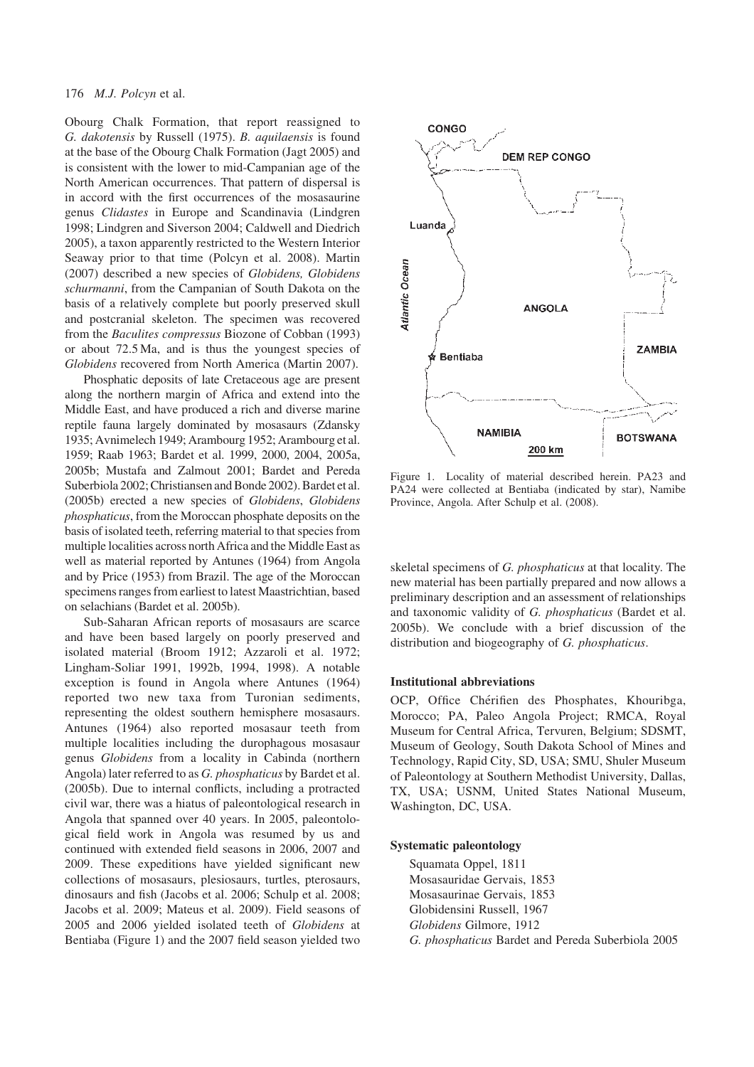Obourg Chalk Formation, that report reassigned to *G. dakotensis* by Russell (1975). *B. aquilaensis* is found at the base of the Obourg Chalk Formation (Jagt 2005) and is consistent with the lower to mid-Campanian age of the North American occurrences. That pattern of dispersal is in accord with the first occurrences of the mosasaurine genus *Clidastes* in Europe and Scandinavia (Lindgren 1998; Lindgren and Siverson 2004; Caldwell and Diedrich 2005), a taxon apparently restricted to the Western Interior Seaway prior to that time (Polcyn et al. 2008). Martin (2007) described a new species of *Globidens, Globidens schurmanni*, from the Campanian of South Dakota on the basis of a relatively complete but poorly preserved skull and postcranial skeleton. The specimen was recovered from the *Baculites compressus* Biozone of Cobban (1993) or about 72.5 Ma, and is thus the youngest species of *Globidens* recovered from North America (Martin 2007).

Phosphatic deposits of late Cretaceous age are present along the northern margin of Africa and extend into the Middle East, and have produced a rich and diverse marine reptile fauna largely dominated by mosasaurs (Zdansky 1935; Avnimelech 1949; Arambourg 1952; Arambourg et al. 1959; Raab 1963; Bardet et al. 1999, 2000, 2004, 2005a, 2005b; Mustafa and Zalmout 2001; Bardet and Pereda Suberbiola 2002; Christiansen and Bonde 2002). Bardet et al. (2005b) erected a new species of *Globidens*, *Globidens phosphaticus*, from the Moroccan phosphate deposits on the basis of isolated teeth, referring material to that species from multiple localities across north Africa and the Middle East as well as material reported by Antunes (1964) from Angola and by Price (1953) from Brazil. The age of the Moroccan specimens ranges from earliest to latest Maastrichtian, based on selachians (Bardet et al. 2005b).

Sub-Saharan African reports of mosasaurs are scarce and have been based largely on poorly preserved and isolated material (Broom 1912; Azzaroli et al. 1972; Lingham-Soliar 1991, 1992b, 1994, 1998). A notable exception is found in Angola where Antunes (1964) reported two new taxa from Turonian sediments, representing the oldest southern hemisphere mosasaurs. Antunes (1964) also reported mosasaur teeth from multiple localities including the durophagous mosasaur genus *Globidens* from a locality in Cabinda (northern Angola) later referred to as *G. phosphaticus* by Bardet et al. (2005b). Due to internal conflicts, including a protracted civil war, there was a hiatus of paleontological research in Angola that spanned over 40 years. In 2005, paleontological field work in Angola was resumed by us and continued with extended field seasons in 2006, 2007 and 2009. These expeditions have yielded significant new collections of mosasaurs, plesiosaurs, turtles, pterosaurs, dinosaurs and fish (Jacobs et al. 2006; Schulp et al. 2008; Jacobs et al. 2009; Mateus et al. 2009). Field seasons of 2005 and 2006 yielded isolated teeth of *Globidens* at Bentiaba (Figure 1) and the 2007 field season yielded two skeletal specimens of *G. phosphaticus* at that locality. The new material has been partially prepared and now allows a preliminary description and an assessment of relationships and taxonomic validity of *G. phosphaticus* (Bardet et al. 2005b). We conclude with a brief discussion of the distribution and biogeography of *G. phosphaticus*.

Figure 1. Locality of material described herein. PA23 and PA24 were collected at Bentiaba (indicated by star), Namibe Province, Angola. After Schulp et al. (2008).

### Institutional abbreviations

OCP, Office Chérifien des Phosphates, Khouribga, Morocco; PA, Paleo Angola Project; RMCA, Royal Museum for Central Africa, Tervuren, Belgium; SDSMT, Museum of Geology, South Dakota School of Mines and Technology, Rapid City, SD, USA; SMU, Shuler Museum of Paleontology at Southern Methodist University, Dallas, TX, USA; USNM, United States National Museum, Washington, DC, USA.

### Systematic paleontology

Squamata Oppel, 1811
Mosasauridae Gervais, 1853
Mosasaurinae Gervais, 1853
Globidensini Russell, 1967
*Globidens* Gilmore, 1912
*G. phosphaticus* Bardet and Pereda Suberbiola 2005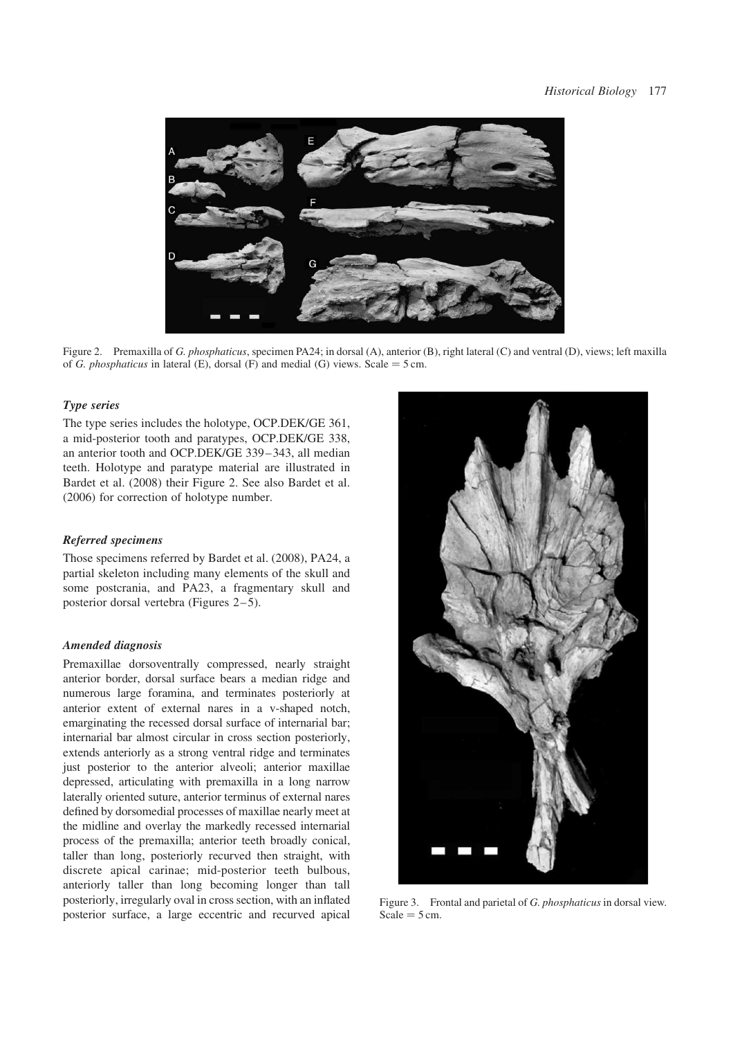Figure 2. Premaxilla of *G. phosphaticus*, specimen PA24; in dorsal (A), anterior (B), right lateral (C) and ventral (D), views; left maxilla of *G. phosphaticus* in lateral (E), dorsal (F) and medial (G) views. Scale = 5 cm.

### *Type series*

The type series includes the holotype, OCP.DEK/GE 361, a mid-posterior tooth and paratypes, OCP.DEK/GE 338, an anterior tooth and OCP.DEK/GE 339–343, all median teeth. Holotype and paratype material are illustrated in Bardet et al. (2008) their Figure 2. See also Bardet et al. (2006) for correction of holotype number.

### *Referred specimens*

Those specimens referred by Bardet et al. (2008), PA24, a partial skeleton including many elements of the skull and some postcrania, and PA23, a fragmentary skull and posterior dorsal vertebra (Figures 2–5).

### *Amended diagnosis*

Premaxillae dorsoventrally compressed, nearly straight anterior border, dorsal surface bears a median ridge and numerous large foramina, and terminates posteriorly at anterior extent of external nares in a v-shaped notch, emarginating the recessed dorsal surface of internarial bar; internarial bar almost circular in cross section posteriorly, extends anteriorly as a strong ventral ridge and terminates just posterior to the anterior alveoli; anterior maxillae depressed, articulating with premaxilla in a long narrow laterally oriented suture, anterior terminus of external nares defined by dorsomedial processes of maxillae nearly meet at the midline and overlay the markedly recessed internarial process of the premaxilla; anterior teeth broadly conical, taller than long, posteriorly recurved then straight, with discrete apical carinae; mid-posterior teeth bulbous, anteriorly taller than long becoming longer than tall posteriorly, irregularly oval in cross section, with an inflated posterior surface, a large eccentric and recurved apical

Figure 3. Frontal and parietal of *G. phosphaticus* in dorsal view. Scale = 5 cm.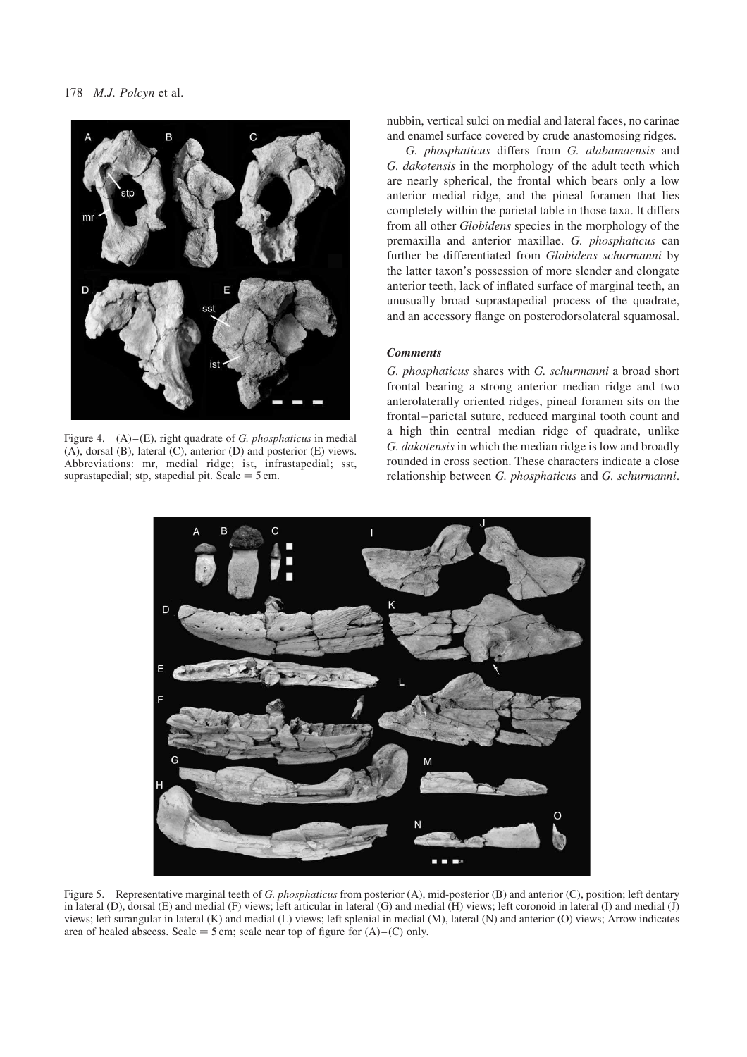Figure 4. (A)–(E), right quadrate of *G. phosphaticus* in medial (A), dorsal (B), lateral (C), anterior (D) and posterior (E) views. Abbreviations: mr, medial ridge; ist, infrastapedial; sst, suprastapedial; stp, stapedial pit. Scale = 5 cm.

nubbin, vertical sulci on medial and lateral faces, no carinae and enamel surface covered by crude anastomosing ridges.

*G. phosphaticus* differs from *G. alabamaensis* and *G. dakotensis* in the morphology of the adult teeth which are nearly spherical, the frontal which bears only a low anterior medial ridge, and the pineal foramen that lies completely within the parietal table in those taxa. It differs from all other *Globidens* species in the morphology of the premaxilla and anterior maxillae. *G. phosphaticus* can further be differentiated from *Globidens schurmanni* by the latter taxon's possession of more slender and elongate anterior teeth, lack of inflated surface of marginal teeth, an unusually broad suprastapedial process of the quadrate, and an accessory flange on posterodorsolateral squamosal.

### *Comments*

*G. phosphaticus* shares with *G. schurmanni* a broad short frontal bearing a strong anterior median ridge and two anterolaterally oriented ridges, pineal foramen sits on the frontal–parietal suture, reduced marginal tooth count and a high thin central median ridge of quadrate, unlike *G. dakotensis* in which the median ridge is low and broadly rounded in cross section. These characters indicate a close relationship between *G. phosphaticus* and *G. schurmanni*.

Figure 5. Representative marginal teeth of *G. phosphaticus* from posterior (A), mid-posterior (B) and anterior (C), position; left dentary in lateral (D), dorsal (E) and medial (F) views; left articular in lateral (G) and medial (H) views; left coronoid in lateral (I) and medial (J) views; left surangular in lateral (K) and medial (L) views; left splenial in medial (M), lateral (N) and anterior (O) views; Arrow indicates area of healed abscess. Scale = 5 cm; scale near top of figure for (A)–(C) only.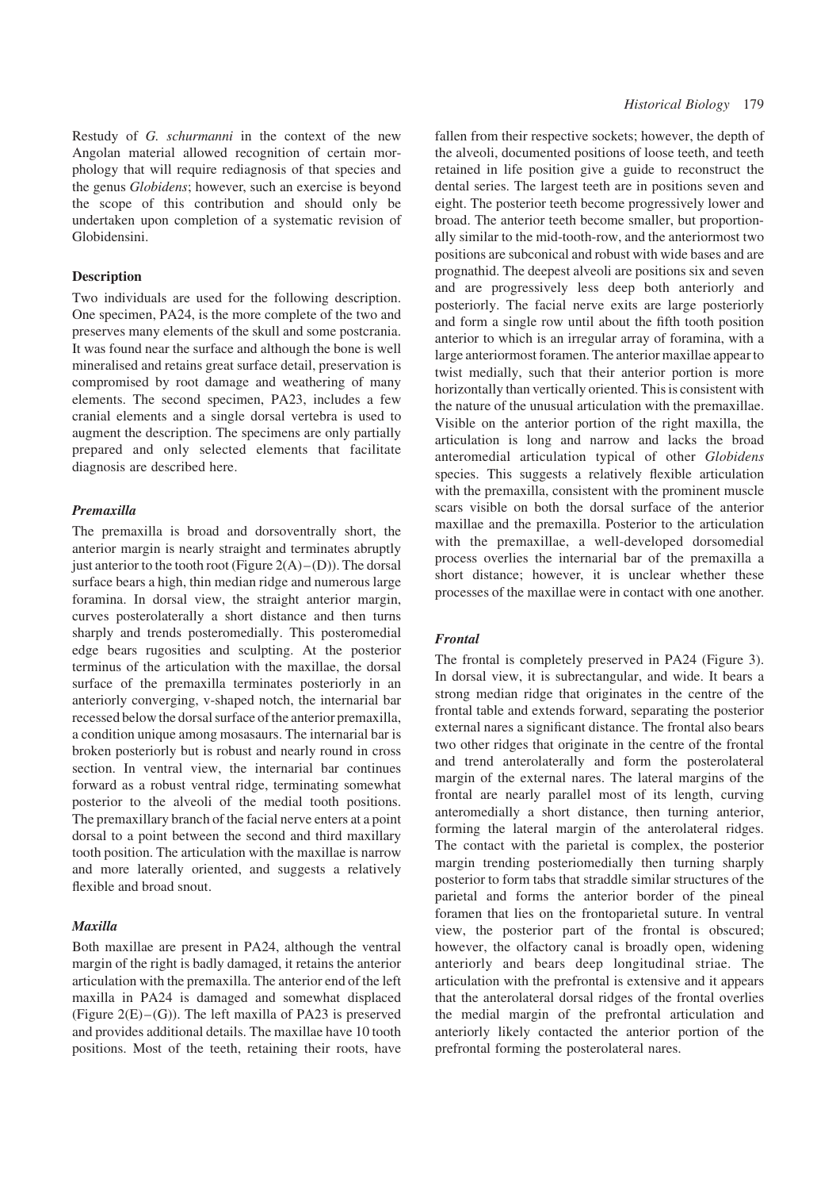Restudy of *G. schurmanni* in the context of the new Angolan material allowed recognition of certain morphology that will require rediagnosis of that species and the genus *Globidens*; however, such an exercise is beyond the scope of this contribution and should only be undertaken upon completion of a systematic revision of Globidensini.

## Description

Two individuals are used for the following description. One specimen, PA24, is the more complete of the two and preserves many elements of the skull and some postcrania. It was found near the surface and although the bone is well mineralised and retains great surface detail, preservation is compromised by root damage and weathering of many elements. The second specimen, PA23, includes a few cranial elements and a single dorsal vertebra is used to augment the description. The specimens are only partially prepared and only selected elements that facilitate diagnosis are described here.

### *Premaxilla*

The premaxilla is broad and dorsoventrally short, the anterior margin is nearly straight and terminates abruptly just anterior to the tooth root (Figure 2(A)–(D)). The dorsal surface bears a high, thin median ridge and numerous large foramina. In dorsal view, the straight anterior margin, curves posterolaterally a short distance and then turns sharply and trends posteromedially. This posteromedial edge bears rugosities and sculpting. At the posterior terminus of the articulation with the maxillae, the dorsal surface of the premaxilla terminates posteriorly in an anteriorly converging, v-shaped notch, the internarial bar recessed below the dorsal surface of the anterior premaxilla, a condition unique among mosasaurs. The internarial bar is broken posteriorly but is robust and nearly round in cross section. In ventral view, the internarial bar continues forward as a robust ventral ridge, terminating somewhat posterior to the alveoli of the medial tooth positions. The premaxillary branch of the facial nerve enters at a point dorsal to a point between the second and third maxillary tooth position. The articulation with the maxillae is narrow and more laterally oriented, and suggests a relatively flexible and broad snout.

### *Maxilla*

Both maxillae are present in PA24, although the ventral margin of the right is badly damaged, it retains the anterior articulation with the premaxilla. The anterior end of the left maxilla in PA24 is damaged and somewhat displaced (Figure 2(E)–(G)). The left maxilla of PA23 is preserved and provides additional details. The maxillae have 10 tooth positions. Most of the teeth, retaining their roots, have fallen from their respective sockets; however, the depth of the alveoli, documented positions of loose teeth, and teeth retained in life position give a guide to reconstruct the dental series. The largest teeth are in positions seven and eight. The posterior teeth become progressively lower and broad. The anterior teeth become smaller, but proportionally similar to the mid-tooth-row, and the anteriormost two positions are subconical and robust with wide bases and are prognathid. The deepest alveoli are positions six and seven and are progressively less deep both anteriorly and posteriorly. The facial nerve exits are large posteriorly and form a single row until about the fifth tooth position anterior to which is an irregular array of foramina, with a large anteriormost foramen. The anterior maxillae appear to twist medially, such that their anterior portion is more horizontally than vertically oriented. This is consistent with the nature of the unusual articulation with the premaxillae. Visible on the anterior portion of the right maxilla, the articulation is long and narrow and lacks the broad anteromedial articulation typical of other *Globidens* species. This suggests a relatively flexible articulation with the premaxilla, consistent with the prominent muscle scars visible on both the dorsal surface of the anterior maxillae and the premaxilla. Posterior to the articulation with the premaxillae, a well-developed dorsomedial process overlies the internarial bar of the premaxilla a short distance; however, it is unclear whether these processes of the maxillae were in contact with one another.

### *Frontal*

The frontal is completely preserved in PA24 (Figure 3). In dorsal view, it is subrectangular, and wide. It bears a strong median ridge that originates in the centre of the frontal table and extends forward, separating the posterior external nares a significant distance. The frontal also bears two other ridges that originate in the centre of the frontal and trend anterolaterally and form the posterolateral margin of the external nares. The lateral margins of the frontal are nearly parallel most of its length, curving anteromedially a short distance, then turning anterior, forming the lateral margin of the anterolateral ridges. The contact with the parietal is complex, the posterior margin trending posteriomedially then turning sharply posterior to form tabs that straddle similar structures of the parietal and forms the anterior border of the pineal foramen that lies on the frontoparietal suture. In ventral view, the posterior part of the frontal is obscured; however, the olfactory canal is broadly open, widening anteriorly and bears deep longitudinal striae. The articulation with the prefrontal is extensive and it appears that the anterolateral dorsal ridges of the frontal overlies the medial margin of the prefrontal articulation and anteriorly likely contacted the anterior portion of the prefrontal forming the posterolateral nares.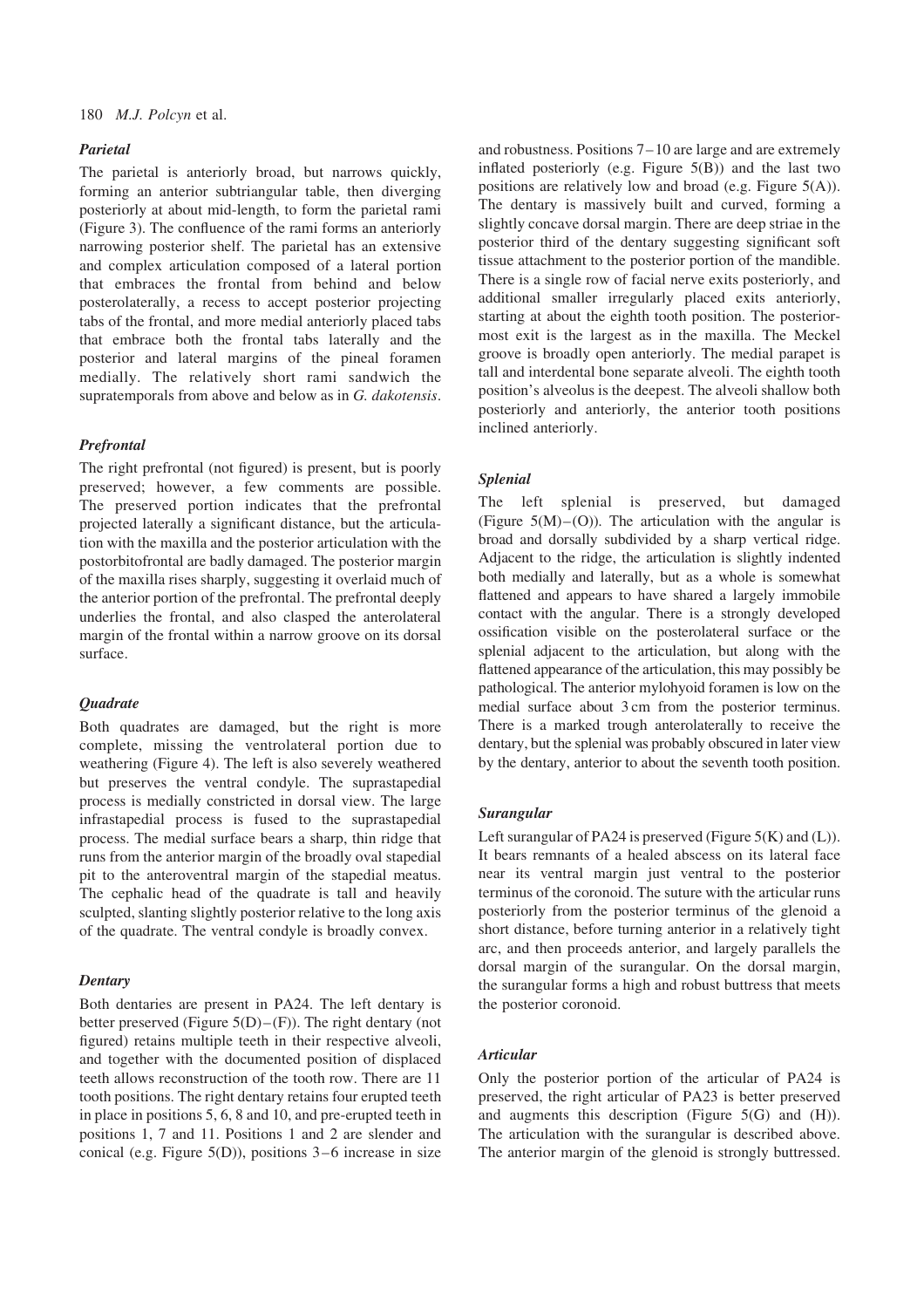### *Parietal*

The parietal is anteriorly broad, but narrows quickly, forming an anterior subtriangular table, then diverging posteriorly at about mid-length, to form the parietal rami (Figure 3). The confluence of the rami forms an anteriorly narrowing posterior shelf. The parietal has an extensive and complex articulation composed of a lateral portion that embraces the frontal from behind and below posterolaterally, a recess to accept posterior projecting tabs of the frontal, and more medial anteriorly placed tabs that embrace both the frontal tabs laterally and the posterior and lateral margins of the pineal foramen medially. The relatively short rami sandwich the supratemporals from above and below as in *G. dakotensis*.

### *Prefrontal*

The right prefrontal (not figured) is present, but is poorly preserved; however, a few comments are possible. The preserved portion indicates that the prefrontal projected laterally a significant distance, but the articulation with the maxilla and the posterior articulation with the postorbitofrontal are badly damaged. The posterior margin of the maxilla rises sharply, suggesting it overlaid much of the anterior portion of the prefrontal. The prefrontal deeply underlies the frontal, and also clasped the anterolateral margin of the frontal within a narrow groove on its dorsal surface.

### *Quadrate*

Both quadrates are damaged, but the right is more complete, missing the ventrolateral portion due to weathering (Figure 4). The left is also severely weathered but preserves the ventral condyle. The suprastapedial process is medially constricted in dorsal view. The large infrastapedial process is fused to the suprastapedial process. The medial surface bears a sharp, thin ridge that runs from the anterior margin of the broadly oval stapedial pit to the anteroventral margin of the stapedial meatus. The cephalic head of the quadrate is tall and heavily sculpted, slanting slightly posterior relative to the long axis of the quadrate. The ventral condyle is broadly convex.

### *Dentary*

Both dentaries are present in PA24. The left dentary is better preserved (Figure 5(D)–(F)). The right dentary (not figured) retains multiple teeth in their respective alveoli, and together with the documented position of displaced teeth allows reconstruction of the tooth row. There are 11 tooth positions. The right dentary retains four erupted teeth in place in positions 5, 6, 8 and 10, and pre-erupted teeth in positions 1, 7 and 11. Positions 1 and 2 are slender and conical (e.g. Figure 5(D)), positions 3–6 increase in size and robustness. Positions 7–10 are large and are extremely inflated posteriorly (e.g. Figure 5(B)) and the last two positions are relatively low and broad (e.g. Figure 5(A)). The dentary is massively built and curved, forming a slightly concave dorsal margin. There are deep striae in the posterior third of the dentary suggesting significant soft tissue attachment to the posterior portion of the mandible. There is a single row of facial nerve exits posteriorly, and additional smaller irregularly placed exits anteriorly, starting at about the eighth tooth position. The posterior-most exit is the largest as in the maxilla. The Meckel groove is broadly open anteriorly. The medial parapet is tall and interdental bone separate alveoli. The eighth tooth position's alveolus is the deepest. The alveoli shallow both posteriorly and anteriorly, the anterior tooth positions inclined anteriorly.

### *Splenial*

The left splenial is preserved, but damaged (Figure 5(M)–(O)). The articulation with the angular is broad and dorsally subdivided by a sharp vertical ridge. Adjacent to the ridge, the articulation is slightly indented both medially and laterally, but as a whole is somewhat flattened and appears to have shared a largely immobile contact with the angular. There is a strongly developed ossification visible on the posterolateral surface or the splenial adjacent to the articulation, but along with the flattened appearance of the articulation, this may possibly be pathological. The anterior mylohyoid foramen is low on the medial surface about 3 cm from the posterior terminus. There is a marked trough anterolaterally to receive the dentary, but the splenial was probably obscured in later view by the dentary, anterior to about the seventh tooth position.

### *Surangular*

Left surangular of PA24 is preserved (Figure 5(K) and (L)). It bears remnants of a healed abscess on its lateral face near its ventral margin just ventral to the posterior terminus of the coronoid. The suture with the articular runs posteriorly from the posterior terminus of the glenoid a short distance, before turning anterior in a relatively tight arc, and then proceeds anterior, and largely parallels the dorsal margin of the surangular. On the dorsal margin, the surangular forms a high and robust buttress that meets the posterior coronoid.

### *Articular*

Only the posterior portion of the articular of PA24 is preserved, the right articular of PA23 is better preserved and augments this description (Figure 5(G) and (H)). The articulation with the surangular is described above. The anterior margin of the glenoid is strongly buttressed.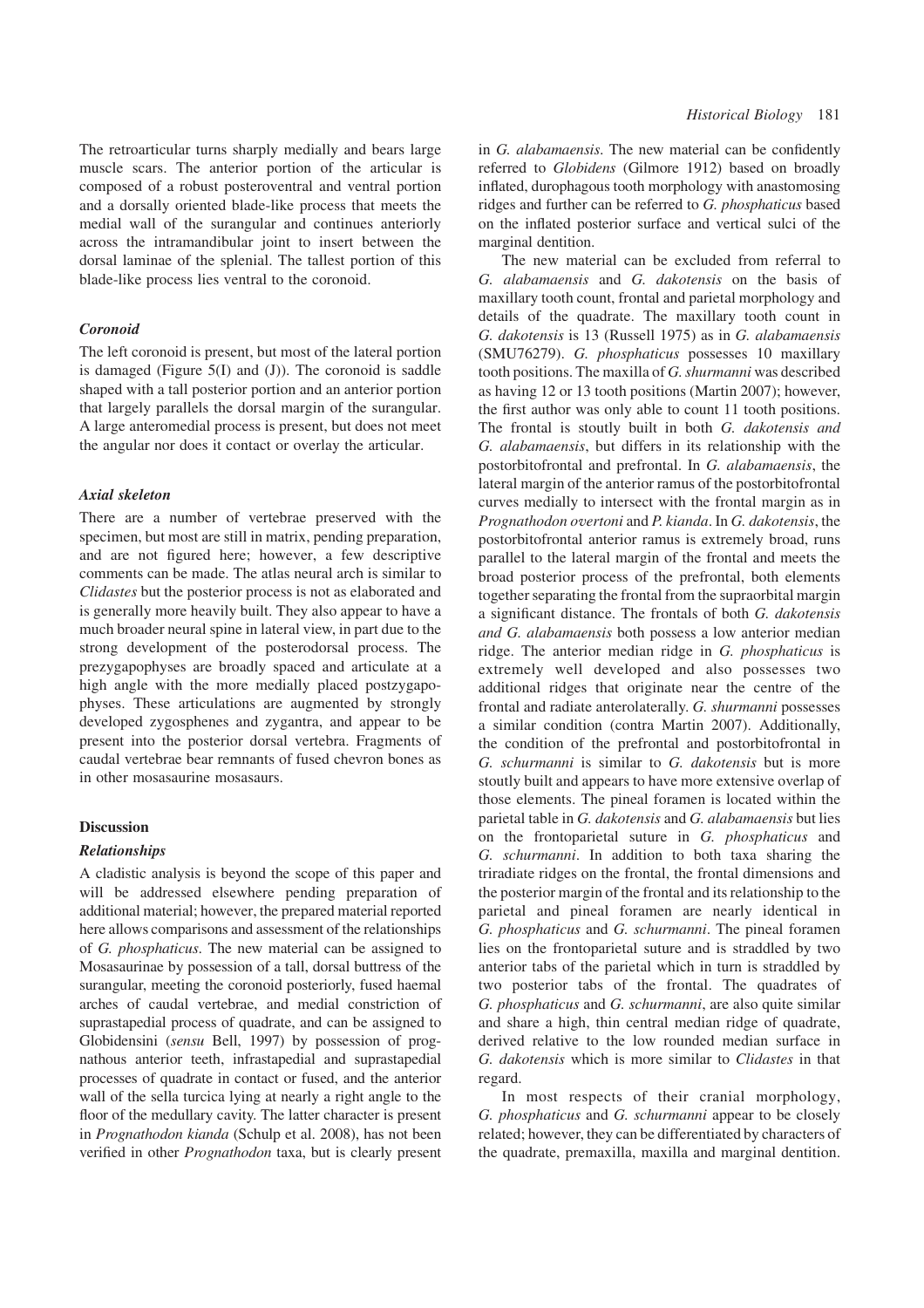The retroarticular turns sharply medially and bears large muscle scars. The anterior portion of the articular is composed of a robust posteroventral and ventral portion and a dorsally oriented blade-like process that meets the medial wall of the surangular and continues anteriorly across the intramandibular joint to insert between the dorsal laminae of the splenial. The tallest portion of this blade-like process lies ventral to the coronoid.

### *Coronoid*

The left coronoid is present, but most of the lateral portion is damaged (Figure 5(I) and (J)). The coronoid is saddle shaped with a tall posterior portion and an anterior portion that largely parallels the dorsal margin of the surangular. A large anteromedial process is present, but does not meet the angular nor does it contact or overlay the articular.

### *Axial skeleton*

There are a number of vertebrae preserved with the specimen, but most are still in matrix, pending preparation, and are not figured here; however, a few descriptive comments can be made. The atlas neural arch is similar to *Clidastes* but the posterior process is not as elaborated and is generally more heavily built. They also appear to have a much broader neural spine in lateral view, in part due to the strong development of the posterodorsal process. The prezygapophyses are broadly spaced and articulate at a high angle with the more medially placed postzygapophyses. These articulations are augmented by strongly developed zygosphenes and zygantra, and appear to be present into the posterior dorsal vertebra. Fragments of caudal vertebrae bear remnants of fused chevron bones as in other mosasaurine mosasaurs.

## Discussion

### *Relationships*

A cladistic analysis is beyond the scope of this paper and will be addressed elsewhere pending preparation of additional material; however, the prepared material reported here allows comparisons and assessment of the relationships of *G. phosphaticus*. The new material can be assigned to Mosasaurinae by possession of a tall, dorsal buttress of the surangular, meeting the coronoid posteriorly, fused haemal arches of caudal vertebrae, and medial constriction of suprastapedial process of quadrate, and can be assigned to Globidensini (*sensu* Bell, 1997) by possession of prognathous anterior teeth, infrastapedial and suprastapedial processes of quadrate in contact or fused, and the anterior wall of the sella turcica lying at nearly a right angle to the floor of the medullary cavity. The latter character is present in *Prognathodon kianda* (Schulp et al. 2008), has not been verified in other *Prognathodon* taxa, but is clearly present in *G. alabamaensis*. The new material can be confidently referred to *Globidens* (Gilmore 1912) based on broadly inflated, durophagous tooth morphology with anastomosing ridges and further can be referred to *G. phosphaticus* based on the inflated posterior surface and vertical sulci of the marginal dentition.

The new material can be excluded from referral to *G. alabamaensis* and *G. dakotensis* on the basis of maxillary tooth count, frontal and parietal morphology and details of the quadrate. The maxillary tooth count in *G. dakotensis* is 13 (Russell 1975) as in *G. alabamaensis* (SMU76279). *G. phosphaticus* possesses 10 maxillary tooth positions. The maxilla of *G. shurmanni* was described as having 12 or 13 tooth positions (Martin 2007); however, the first author was only able to count 11 tooth positions. The frontal is stoutly built in both *G. dakotensis and G. alabamaensis*, but differs in its relationship with the postorbitofrontal and prefrontal. In *G. alabamaensis*, the lateral margin of the anterior ramus of the postorbitofrontal curves medially to intersect with the frontal margin as in *Prognathodon overtoni* and *P. kianda*. In *G. dakotensis*, the postorbitofrontal anterior ramus is extremely broad, runs parallel to the lateral margin of the frontal and meets the broad posterior process of the prefrontal, both elements together separating the frontal from the supraorbital margin a significant distance. The frontals of both *G. dakotensis and G. alabamaensis* both possess a low anterior median ridge. The anterior median ridge in *G. phosphaticus* is extremely well developed and also possesses two additional ridges that originate near the centre of the frontal and radiate anterolaterally. *G. shurmanni* possesses a similar condition (contra Martin 2007). Additionally, the condition of the prefrontal and postorbitofrontal in *G. schurmanni* is similar to *G. dakotensis* but is more stoutly built and appears to have more extensive overlap of those elements. The pineal foramen is located within the parietal table in *G. dakotensis* and *G. alabamaensis* but lies on the frontoparietal suture in *G. phosphaticus* and *G. schurmanni*. In addition to both taxa sharing the triradiate ridges on the frontal, the frontal dimensions and the posterior margin of the frontal and its relationship to the parietal and pineal foramen are nearly identical in *G. phosphaticus* and *G. schurmanni*. The pineal foramen lies on the frontoparietal suture and is straddled by two anterior tabs of the parietal which in turn is straddled by two posterior tabs of the frontal. The quadrates of *G. phosphaticus* and *G. schurmanni*, are also quite similar and share a high, thin central median ridge of quadrate, derived relative to the low rounded median surface in *G. dakotensis* which is more similar to *Clidastes* in that regard.

In most respects of their cranial morphology, *G. phosphaticus* and *G. schurmanni* appear to be closely related; however, they can be differentiated by characters of the quadrate, premaxilla, maxilla and marginal dentition.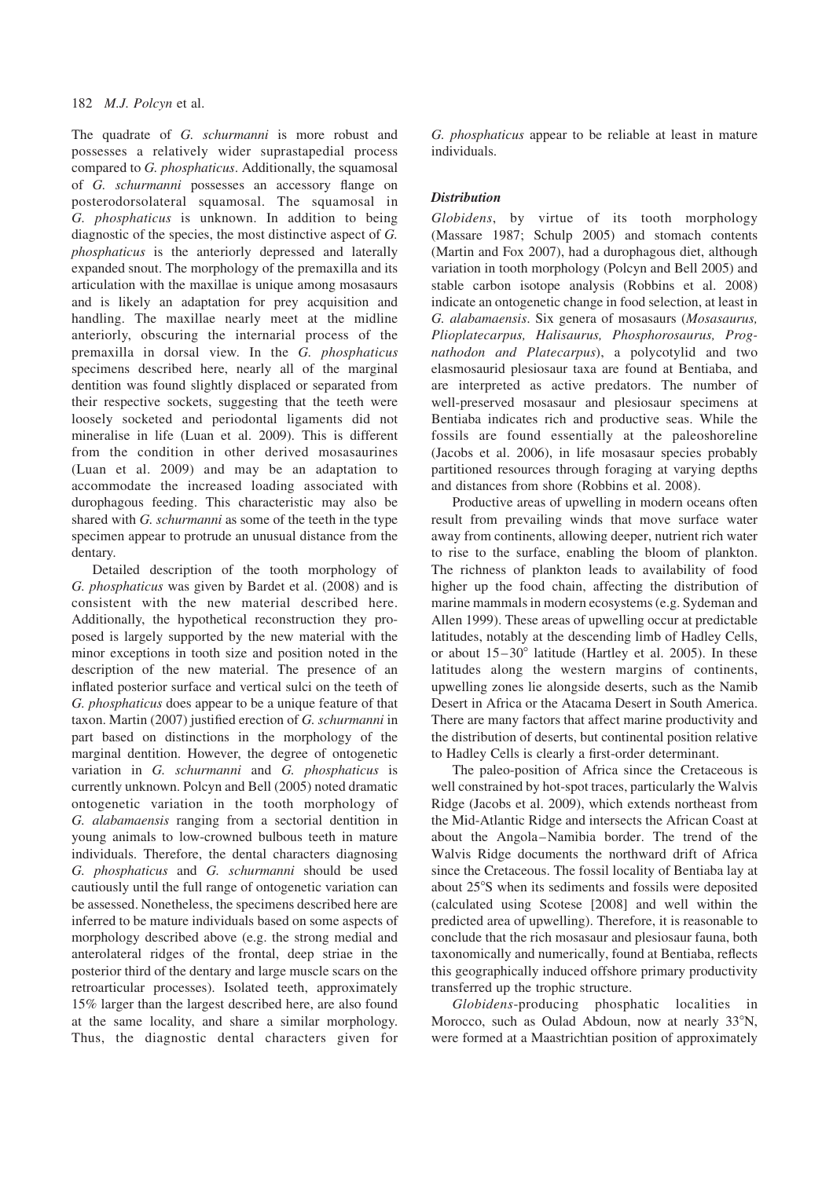The quadrate of *G. schurmanni* is more robust and possesses a relatively wider suprastapedial process compared to *G. phosphaticus*. Additionally, the squamosal of *G. schurmanni* possesses an accessory flange on posterodorsolateral squamosal. The squamosal in *G. phosphaticus* is unknown. In addition to being diagnostic of the species, the most distinctive aspect of *G. phosphaticus* is the anteriorly depressed and laterally expanded snout. The morphology of the premaxilla and its articulation with the maxillae is unique among mosasaurs and is likely an adaptation for prey acquisition and handling. The maxillae nearly meet at the midline anteriorly, obscuring the internarial process of the premaxilla in dorsal view. In the *G. phosphaticus* specimens described here, nearly all of the marginal dentition was found slightly displaced or separated from their respective sockets, suggesting that the teeth were loosely socketed and periodontal ligaments did not mineralise in life (Luan et al. 2009). This is different from the condition in other derived mosasaurines (Luan et al. 2009) and may be an adaptation to accommodate the increased loading associated with durophagous feeding. This characteristic may also be shared with *G. schurmanni* as some of the teeth in the type specimen appear to protrude an unusual distance from the dentary.

Detailed description of the tooth morphology of *G. phosphaticus* was given by Bardet et al. (2008) and is consistent with the new material described here. Additionally, the hypothetical reconstruction they proposed is largely supported by the new material with the minor exceptions in tooth size and position noted in the description of the new material. The presence of an inflated posterior surface and vertical sulci on the teeth of *G. phosphaticus* does appear to be a unique feature of that taxon. Martin (2007) justified erection of *G. schurmanni* in part based on distinctions in the morphology of the marginal dentition. However, the degree of ontogenetic variation in *G. schurmanni* and *G. phosphaticus* is currently unknown. Polcyn and Bell (2005) noted dramatic ontogenetic variation in the tooth morphology of *G. alabamaensis* ranging from a sectorial dentition in young animals to low-crowned bulbous teeth in mature individuals. Therefore, the dental characters diagnosing *G. phosphaticus* and *G. schurmanni* should be used cautiously until the full range of ontogenetic variation can be assessed. Nonetheless, the specimens described here are inferred to be mature individuals based on some aspects of morphology described above (e.g. the strong medial and anterolateral ridges of the frontal, deep striae in the posterior third of the dentary and large muscle scars on the retroarticular processes). Isolated teeth, approximately 15% larger than the largest described here, are also found at the same locality, and share a similar morphology. Thus, the diagnostic dental characters given for *G. phosphaticus* appear to be reliable at least in mature individuals.

### Distribution

*Globidens*, by virtue of its tooth morphology (Massare 1987; Schulp 2005) and stomach contents (Martin and Fox 2007), had a durophagous diet, although variation in tooth morphology (Polcyn and Bell 2005) and stable carbon isotope analysis (Robbins et al. 2008) indicate an ontogenetic change in food selection, at least in *G. alabamaensis*. Six genera of mosasaurs (*Mosasaurus, Plioplatecarpus, Halisaurus, Phosphorosaurus, Prognathodon and Platecarpus*), a polycotylid and two elasmosaurid plesiosaur taxa are found at Bentiaba, and are interpreted as active predators. The number of well-preserved mosasaur and plesiosaur specimens at Bentiaba indicates rich and productive seas. While the fossils are found essentially at the paleoshoreline (Jacobs et al. 2006), in life mosasaur species probably partitioned resources through foraging at varying depths and distances from shore (Robbins et al. 2008).

Productive areas of upwelling in modern oceans often result from prevailing winds that move surface water away from continents, allowing deeper, nutrient rich water to rise to the surface, enabling the bloom of plankton. The richness of plankton leads to availability of food higher up the food chain, affecting the distribution of marine mammals in modern ecosystems (e.g. Sydeman and Allen 1999). These areas of upwelling occur at predictable latitudes, notably at the descending limb of Hadley Cells, or about 15–30° latitude (Hartley et al. 2005). In these latitudes along the western margins of continents, upwelling zones lie alongside deserts, such as the Namib Desert in Africa or the Atacama Desert in South America. There are many factors that affect marine productivity and the distribution of deserts, but continental position relative to Hadley Cells is clearly a first-order determinant.

The paleo-position of Africa since the Cretaceous is well constrained by hot-spot traces, particularly the Walvis Ridge (Jacobs et al. 2009), which extends northeast from the Mid-Atlantic Ridge and intersects the African Coast at about the Angola–Namibia border. The trend of the Walvis Ridge documents the northward drift of Africa since the Cretaceous. The fossil locality of Bentiaba lay at about 25°S when its sediments and fossils were deposited (calculated using Scotese [2008] and well within the predicted area of upwelling). Therefore, it is reasonable to conclude that the rich mosasaur and plesiosaur fauna, both taxonomically and numerically, found at Bentiaba, reflects this geographically induced offshore primary productivity transferred up the trophic structure.

*Globidens*-producing phosphatic localities in Morocco, such as Oulad Abdoun, now at nearly 33°N, were formed at a Maastrichtian position of approximately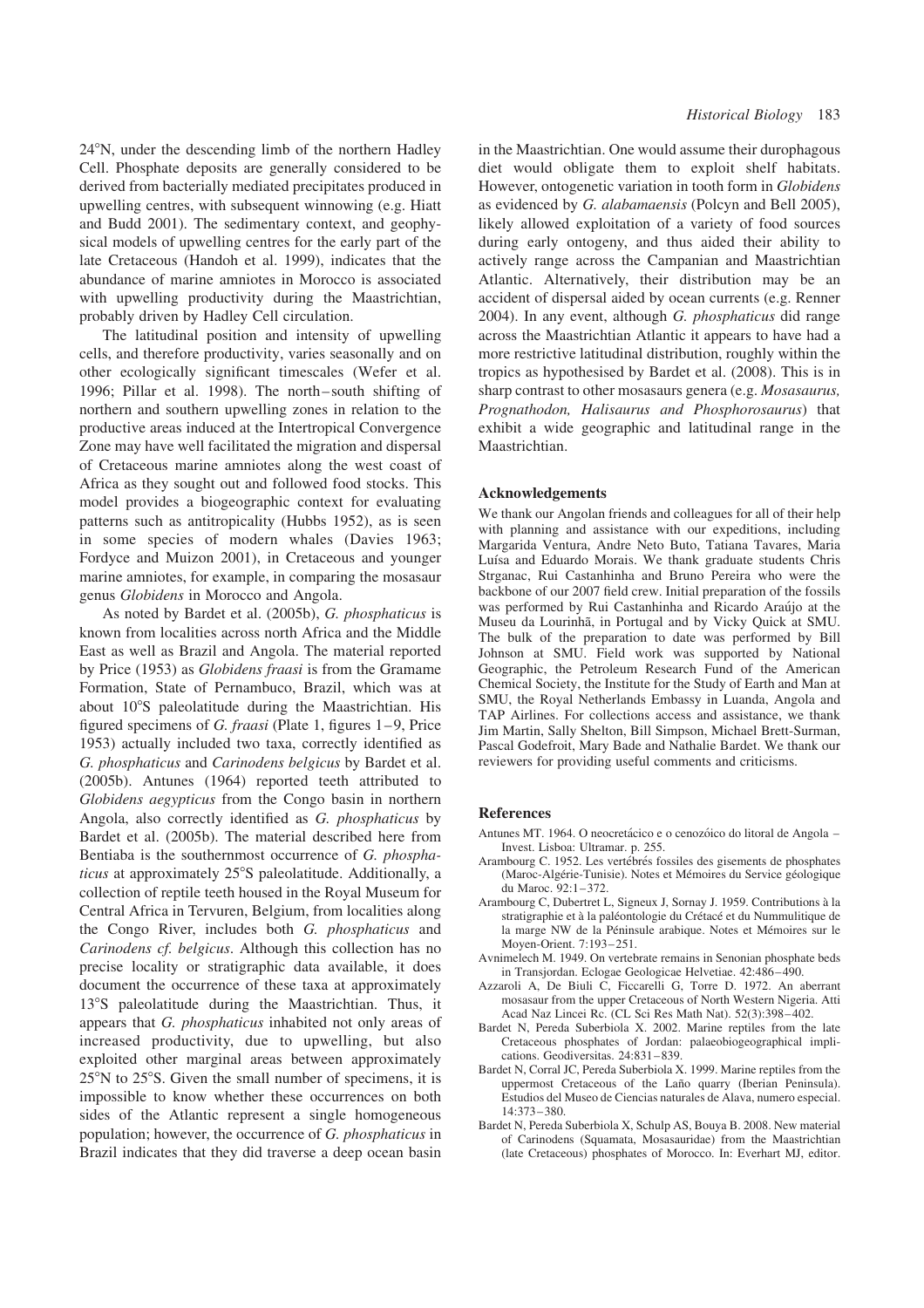24°N, under the descending limb of the northern Hadley Cell. Phosphate deposits are generally considered to be derived from bacterially mediated precipitates produced in upwelling centres, with subsequent winnowing (e.g. Hiatt and Budd 2001). The sedimentary context, and geophysical models of upwelling centres for the early part of the late Cretaceous (Handoh et al. 1999), indicates that the abundance of marine amniotes in Morocco is associated with upwelling productivity during the Maastrichtian, probably driven by Hadley Cell circulation.

The latitudinal position and intensity of upwelling cells, and therefore productivity, varies seasonally and on other ecologically significant timescales (Wefer et al. 1996; Pillar et al. 1998). The north–south shifting of northern and southern upwelling zones in relation to the productive areas induced at the Intertropical Convergence Zone may have well facilitated the migration and dispersal of Cretaceous marine amniotes along the west coast of Africa as they sought out and followed food stocks. This model provides a biogeographic context for evaluating patterns such as antitropicality (Hubbs 1952), as is seen in some species of modern whales (Davies 1963; Fordyce and Muizon 2001), in Cretaceous and younger marine amniotes, for example, in comparing the mosasaur genus *Globidens* in Morocco and Angola.

As noted by Bardet et al. (2005b), *G. phosphaticus* is known from localities across north Africa and the Middle East as well as Brazil and Angola. The material reported by Price (1953) as *Globidens fraasi* is from the Gramame Formation, State of Pernambuco, Brazil, which was at about 10°S paleolatitude during the Maastrichtian. His figured specimens of *G. fraasi* (Plate 1, figures 1–9, Price 1953) actually included two taxa, correctly identified as *G. phosphaticus* and *Carinodens belgicus* by Bardet et al. (2005b). Antunes (1964) reported teeth attributed to *Globidens aegypticus* from the Congo basin in northern Angola, also correctly identified as *G. phosphaticus* by Bardet et al. (2005b). The material described here from Bentiaba is the southernmost occurrence of *G. phosphaticus* at approximately 25°S paleolatitude. Additionally, a collection of reptile teeth housed in the Royal Museum for Central Africa in Tervuren, Belgium, from localities along the Congo River, includes both *G. phosphaticus* and *Carinodens cf. belgicus*. Although this collection has no precise locality or stratigraphic data available, it does document the occurrence of these taxa at approximately 13°S paleolatitude during the Maastrichtian. Thus, it appears that *G. phosphaticus* inhabited not only areas of increased productivity, due to upwelling, but also exploited other marginal areas between approximately 25°N to 25°S. Given the small number of specimens, it is impossible to know whether these occurrences on both sides of the Atlantic represent a single homogeneous population; however, the occurrence of *G. phosphaticus* in Brazil indicates that they did traverse a deep ocean basin in the Maastrichtian. One would assume their durophagous diet would obligate them to exploit shelf habitats. However, ontogenetic variation in tooth form in *Globidens* as evidenced by *G. alabamaensis* (Polcyn and Bell 2005), likely allowed exploitation of a variety of food sources during early ontogeny, and thus aided their ability to actively range across the Campanian and Maastrichtian Atlantic. Alternatively, their distribution may be an accident of dispersal aided by ocean currents (e.g. Renner 2004). In any event, although *G. phosphaticus* did range across the Maastrichtian Atlantic it appears to have had a more restrictive latitudinal distribution, roughly within the tropics as hypothesised by Bardet et al. (2008). This is in sharp contrast to other mosasaurs genera (e.g. *Mosasaurus, Prognathodon, Halisaurus and Phosphorosaurus*) that exhibit a wide geographic and latitudinal range in the Maastrichtian.

## Acknowledgements

We thank our Angolan friends and colleagues for all of their help with planning and assistance with our expeditions, including Margarida Ventura, Andre Neto Buto, Tatiana Tavares, Maria Luísa and Eduardo Morais. We thank graduate students Chris Strganac, Rui Castanhinha and Bruno Pereira who were the backbone of our 2007 field crew. Initial preparation of the fossils was performed by Rui Castanhinha and Ricardo Araújo at the Museu da Lourinhã, in Portugal and by Vicky Quick at SMU. The bulk of the preparation to date was performed by Bill Johnson at SMU. Field work was supported by National Geographic, the Petroleum Research Fund of the American Chemical Society, the Institute for the Study of Earth and Man at SMU, the Royal Netherlands Embassy in Luanda, Angola and TAP Airlines. For collections access and assistance, we thank Jim Martin, Sally Shelton, Bill Simpson, Michael Brett-Surman, Pascal Godefroit, Mary Bade and Nathalie Bardet. We thank our reviewers for providing useful comments and criticisms.

## References

Antunes MT. 1964. O neocretácico e o cenozóico do litoral de Angola – Invest. Lisboa: Ultramar. p. 255.

Arambourg C. 1952. Les vertébrés fossiles des gisements de phosphates (Maroc-Algérie-Tunisie). Notes et Mémoires du Service géologique du Maroc. 92:1–372.

Arambourg C, Dubertret L, Signeux J, Sornay J. 1959. Contributions à la stratigraphie et à la paléontologie du Crétacé et du Nummulitique de la marge NW de la Péninsule arabique. Notes et Mémoires sur le Moyen-Orient. 7:193–251.

Avnimelech M. 1949. On vertebrate remains in Senonian phosphate beds in Transjordan. Eclogae Geologicae Helvetiae. 42:486–490.

Azzaroli A, De Biuli C, Ficcarelli G, Torre D. 1972. An aberrant mosasaur from the upper Cretaceous of North Western Nigeria. Atti Acad Naz Lincei Rc. (CL Sci Res Math Nat). 52(3):398–402.

Bardet N, Pereda Suberbiola X. 2002. Marine reptiles from the late Cretaceous phosphates of Jordan: palaeobiogeographical implications. Geodiversitas. 24:831–839.

Bardet N, Corral JC, Pereda Suberbiola X. 1999. Marine reptiles from the uppermost Cretaceous of the Laño quarry (Iberian Peninsula). Estudios del Museo de Ciencias naturales de Alava, numero especial. 14:373–380.

Bardet N, Pereda Suberbiola X, Schulp AS, Bouya B. 2008. New material of Carinodens (Squamata, Mosasauridae) from the Maastrichtian (late Cretaceous) phosphates of Morocco. In: Everhart MJ, editor.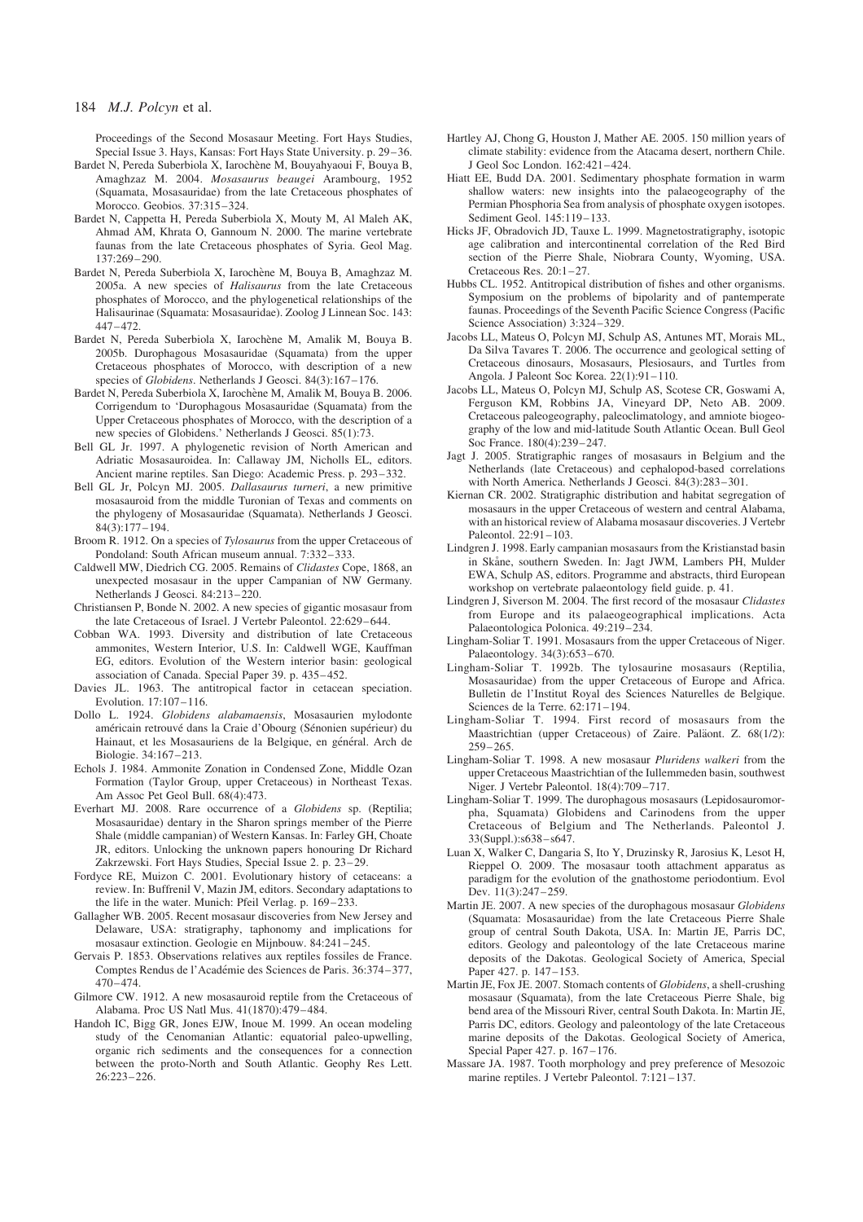Proceedings of the Second Mosasaur Meeting. Fort Hays Studies, Special Issue 3. Hays, Kansas: Fort Hays State University. p. 29–36.

Bardet N, Pereda Suberbiola X, Iarochène M, Bouyahyaoui F, Bouya B, Amaghzaz M. 2004. *Mosasaurus beaugei* Arambourg, 1952 (Squamata, Mosasauridae) from the late Cretaceous phosphates of Morocco. Geobios. 37:315–324.

Bardet N, Cappetta H, Pereda Suberbiola X, Mouty M, Al Maleh AK, Ahmad AM, Khrata O, Gannoum N. 2000. The marine vertebrate faunas from the late Cretaceous phosphates of Syria. Geol Mag. 137:269–290.

Bardet N, Pereda Suberbiola X, Iarochène M, Bouya B, Amaghzaz M. 2005a. A new species of *Halisaurus* from the late Cretaceous phosphates of Morocco, and the phylogenetical relationships of the Halisaurinae (Squamata: Mosasauridae). Zoolog J Linnean Soc. 143: 447–472.

Bardet N, Pereda Suberbiola X, Iarochène M, Amalik M, Bouya B. 2005b. Durophagous Mosasauridae (Squamata) from the upper Cretaceous phosphates of Morocco, with description of a new species of *Globidens*. Netherlands J Geosci. 84(3):167–176.

Bardet N, Pereda Suberbiola X, Iarochène M, Amalik M, Bouya B. 2006. Corrigendum to 'Durophagous Mosasauridae (Squamata) from the Upper Cretaceous phosphates of Morocco, with the description of a new species of Globidens.' Netherlands J Geosci. 85(1):73.

Bell GL Jr. 1997. A phylogenetic revision of North American and Adriatic Mosasauroidea. In: Callaway JM, Nicholls EL, editors. Ancient marine reptiles. San Diego: Academic Press. p. 293–332.

Bell GL Jr, Polcyn MJ. 2005. *Dallasaurus turneri*, a new primitive mosasauroid from the middle Turonian of Texas and comments on the phylogeny of Mosasauridae (Squamata). Netherlands J Geosci. 84(3):177–194.

Broom R. 1912. On a species of *Tylosaurus* from the upper Cretaceous of Pondoland: South African museum annual. 7:332–333.

Caldwell MW, Diedrich CG. 2005. Remains of *Clidastes* Cope, 1868, an unexpected mosasaur in the upper Campanian of NW Germany. Netherlands J Geosci. 84:213–220.

Christiansen P, Bonde N. 2002. A new species of gigantic mosasaur from the late Cretaceous of Israel. J Vertebr Paleontol. 22:629–644.

Cobban WA. 1993. Diversity and distribution of late Cretaceous ammonites, Western Interior, U.S. In: Caldwell WGE, Kauffman EG, editors. Evolution of the Western interior basin: geological association of Canada. Special Paper 39. p. 435–452.

Davies JL. 1963. The antitropical factor in cetacean speciation. Evolution. 17:107–116.

Dollo L. 1924. *Globidens alabamaensis*, Mosasaurien mylodonte américain retrouvé dans la Craie d'Obourg (Sénonien supérieur) du Hainaut, et les Mosasauriens de la Belgique, en général. Arch de Biologie. 34:167–213.

Echols J. 1984. Ammonite Zonation in Condensed Zone, Middle Ozan Formation (Taylor Group, upper Cretaceous) in Northeast Texas. Am Assoc Pet Geol Bull. 68(4):473.

Everhart MJ. 2008. Rare occurrence of a *Globidens* sp. (Reptilia; Mosasauridae) dentary in the Sharon springs member of the Pierre Shale (middle campanian) of Western Kansas. In: Farley GH, Choate JR, editors. Unlocking the unknown papers honouring Dr Richard Zakrzewski. Fort Hays Studies, Special Issue 2. p. 23–29.

Fordyce RE, Muizon C. 2001. Evolutionary history of cetaceans: a review. In: Buffrenil V, Mazin JM, editors. Secondary adaptations to the life in the water. Munich: Pfeil Verlag. p. 169–233.

Gallagher WB. 2005. Recent mosasaur discoveries from New Jersey and Delaware, USA: stratigraphy, taphonomy and implications for mosasaur extinction. Geologie en Mijnbouw. 84:241–245.

Gervais P. 1853. Observations relatives aux reptiles fossiles de France. Comptes Rendus de l'Académie des Sciences de Paris. 36:374–377, 470–474.

Gilmore CW. 1912. A new mosasauroid reptile from the Cretaceous of Alabama. Proc US Natl Mus. 41(1870):479–484.

Handoh IC, Bigg GR, Jones EJW, Inoue M. 1999. An ocean modeling study of the Cenomanian Atlantic: equatorial paleo-upwelling, organic rich sediments and the consequences for a connection between the proto-North and South Atlantic. Geophy Res Lett. 26:223–226.

Hartley AJ, Chong G, Houston J, Mather AE. 2005. 150 million years of climate stability: evidence from the Atacama desert, northern Chile. J Geol Soc London. 162:421–424.

Hiatt EE, Budd DA. 2001. Sedimentary phosphate formation in warm shallow waters: new insights into the palaeogeography of the Permian Phosphoria Sea from analysis of phosphate oxygen isotopes. Sediment Geol. 145:119–133.

Hicks JF, Obradovich JD, Tauxe L. 1999. Magnetostratigraphy, isotopic age calibration and intercontinental correlation of the Red Bird section of the Pierre Shale, Niobrara County, Wyoming, USA. Cretaceous Res. 20:1–27.

Hubbs CL. 1952. Antitropical distribution of fishes and other organisms. Symposium on the problems of bipolarity and of pantemperate faunas. Proceedings of the Seventh Pacific Science Congress (Pacific Science Association) 3:324–329.

Jacobs LL, Mateus O, Polcyn MJ, Schulp AS, Antunes MT, Morais ML, Da Silva Tavares T. 2006. The occurrence and geological setting of Cretaceous dinosaurs, Mosasaurs, Plesiosaurs, and Turtles from Angola. J Paleont Soc Korea. 22(1):91–110.

Jacobs LL, Mateus O, Polcyn MJ, Schulp AS, Scotese CR, Goswami A, Ferguson KM, Robbins JA, Vineyard DP, Neto AB. 2009. Cretaceous paleogeography, paleoclimatology, and amniote biogeography of the low and mid-latitude South Atlantic Ocean. Bull Geol Soc France. 180(4):239–247.

Jagt J. 2005. Stratigraphic ranges of mosasaurs in Belgium and the Netherlands (late Cretaceous) and cephalopod-based correlations with North America. Netherlands J Geosci. 84(3):283–301.

Kiernan CR. 2002. Stratigraphic distribution and habitat segregation of mosasaurs in the upper Cretaceous of western and central Alabama, with an historical review of Alabama mosasaur discoveries. J Vertebr Paleontol. 22:91–103.

Lindgren J. 1998. Early campanian mosasaurs from the Kristianstad basin in Skåne, southern Sweden. In: Jagt JWM, Lambers PH, Mulder EWA, Schulp AS, editors. Programme and abstracts, third European workshop on vertebrate palaeontology field guide. p. 41.

Lindgren J, Siverson M. 2004. The first record of the mosasaur *Clidastes* from Europe and its palaeogeographical implications. Acta Palaeontologica Polonica. 49:219–234.

Lingham-Soliar T. 1991. Mosasaurs from the upper Cretaceous of Niger. Palaeontology. 34(3):653–670.

Lingham-Soliar T. 1992b. The tylosaurine mosasaurs (Reptilia, Mosasauridae) from the upper Cretaceous of Europe and Africa. Bulletin de l'Institut Royal des Sciences Naturelles de Belgique. Sciences de la Terre. 62:171–194.

Lingham-Soliar T. 1994. First record of mosasaurs from the Maastrichtian (upper Cretaceous) of Zaire. Paläont. Z. 68(1/2): 259–265.

Lingham-Soliar T. 1998. A new mosasaur *Pluridens walkeri* from the upper Cretaceous Maastrichtian of the Iullemmeden basin, southwest Niger. J Vertebr Paleontol. 18(4):709–717.

Lingham-Soliar T. 1999. The durophagous mosasaurs (Lepidosauromorpha, Squamata) Globidens and Carinodens from the upper Cretaceous of Belgium and The Netherlands. Paleontol J. 33(Suppl.):s638–s647.

Luan X, Walker C, Dangaria S, Ito Y, Druzinsky R, Jarosius K, Lesot H, Rieppel O. 2009. The mosasaur tooth attachment apparatus as paradigm for the evolution of the gnathostome periodontium. Evol Dev. 11(3):247–259.

Martin JE. 2007. A new species of the durophagous mosasaur *Globidens* (Squamata: Mosasauridae) from the late Cretaceous Pierre Shale group of central South Dakota, USA. In: Martin JE, Parris DC, editors. Geology and paleontology of the late Cretaceous marine deposits of the Dakotas. Geological Society of America, Special Paper 427. p. 147–153.

Martin JE, Fox JE. 2007. Stomach contents of *Globidens*, a shell-crushing mosasaur (Squamata), from the late Cretaceous Pierre Shale, big bend area of the Missouri River, central South Dakota. In: Martin JE, Parris DC, editors. Geology and paleontology of the late Cretaceous marine deposits of the Dakotas. Geological Society of America, Special Paper 427. p. 167–176.

Massare JA. 1987. Tooth morphology and prey preference of Mesozoic marine reptiles. J Vertebr Paleontol. 7:121–137.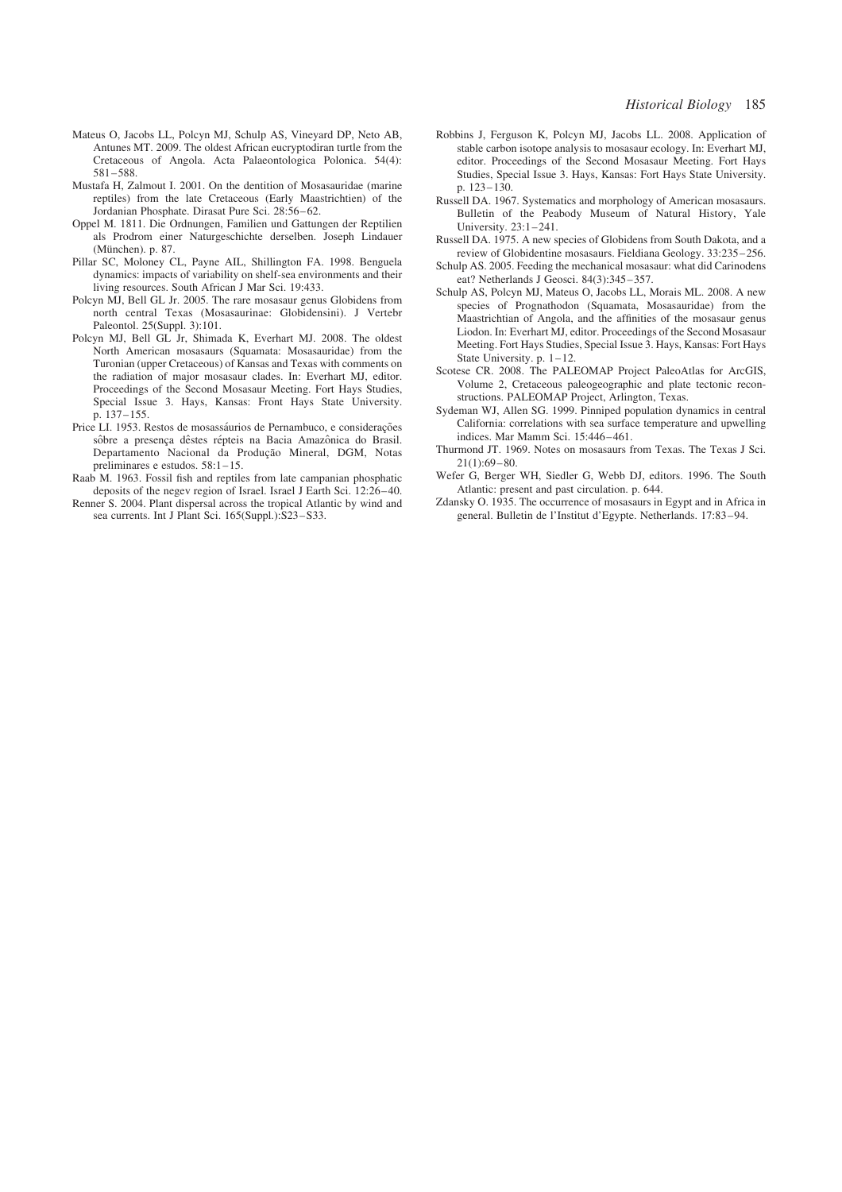Mateus O, Jacobs LL, Polcyn MJ, Schulp AS, Vineyard DP, Neto AB, Antunes MT. 2009. The oldest African eucryptodiran turtle from the Cretaceous of Angola. Acta Palaeontologica Polonica. 54(4): 581–588.

Mustafa H, Zalmout I. 2001. On the dentition of Mosasauridae (marine reptiles) from the late Cretaceous (Early Maastrichtien) of the Jordanian Phosphate. Dirasat Pure Sci. 28:56–62.

Oppel M. 1811. Die Ordnungen, Familien und Gattungen der Reptilien als Prodrom einer Naturgeschichte derselben. Joseph Lindauer (München). p. 87.

Pillar SC, Moloney CL, Payne AIL, Shillington FA. 1998. Benguela dynamics: impacts of variability on shelf-sea environments and their living resources. South African J Mar Sci. 19:433.

Polcyn MJ, Bell GL Jr. 2005. The rare mosasaur genus Globidens from north central Texas (Mosasaurinae: Globidensini). J Vertebr Paleontol. 25(Suppl. 3):101.

Polcyn MJ, Bell GL Jr, Shimada K, Everhart MJ. 2008. The oldest North American mosasaurs (Squamata: Mosasauridae) from the Turonian (upper Cretaceous) of Kansas and Texas with comments on the radiation of major mosasaur clades. In: Everhart MJ, editor. Proceedings of the Second Mosasaur Meeting. Fort Hays Studies, Special Issue 3. Hays, Kansas: Front Hays State University. p. 137–155.

Price LI. 1953. Restos de mosassáurios de Pernambuco, e considerações sôbre a presença dêstes répteis na Bacia Amazônica do Brasil. Departamento Nacional da Produção Mineral, DGM, Notas preliminares e estudos. 58:1–15.

Raab M. 1963. Fossil fish and reptiles from late campanian phosphatic deposits of the negev region of Israel. Israel J Earth Sci. 12:26–40.

Renner S. 2004. Plant dispersal across the tropical Atlantic by wind and sea currents. Int J Plant Sci. 165(Suppl.):S23–S33.

Robbins J, Ferguson K, Polcyn MJ, Jacobs LL. 2008. Application of stable carbon isotope analysis to mosasaur ecology. In: Everhart MJ, editor. Proceedings of the Second Mosasaur Meeting. Fort Hays Studies, Special Issue 3. Hays, Kansas: Fort Hays State University. p. 123–130.

Russell DA. 1967. Systematics and morphology of American mosasaurs. Bulletin of the Peabody Museum of Natural History, Yale University. 23:1–241.

Russell DA. 1975. A new species of Globidens from South Dakota, and a review of Globidentine mosasaurs. Fieldiana Geology. 33:235–256.

Schulp AS. 2005. Feeding the mechanical mosasaur: what did Carinodens eat? Netherlands J Geosci. 84(3):345–357.

Schulp AS, Polcyn MJ, Mateus O, Jacobs LL, Morais ML. 2008. A new species of Prognathodon (Squamata, Mosasauridae) from the Maastrichtian of Angola, and the affinities of the mosasaur genus Liodon. In: Everhart MJ, editor. Proceedings of the Second Mosasaur Meeting. Fort Hays Studies, Special Issue 3. Hays, Kansas: Fort Hays State University. p. 1–12.

Scotese CR. 2008. The PALEOMAP Project PaleoAtlas for ArcGIS, Volume 2, Cretaceous paleogeographic and plate tectonic reconstructions. PALEOMAP Project, Arlington, Texas.

Sydeman WJ, Allen SG. 1999. Pinniped population dynamics in central California: correlations with sea surface temperature and upwelling indices. Mar Mamm Sci. 15:446–461.

Thurmond JT. 1969. Notes on mosasaurs from Texas. The Texas J Sci. 21(1):69–80.

Wefer G, Berger WH, Siedler G, Webb DJ, editors. 1996. The South Atlantic: present and past circulation. p. 644.

Zdansky O. 1935. The occurrence of mosasaurs in Egypt and in Africa in general. Bulletin de l'Institut d'Egypte. Netherlands. 17:83–94.